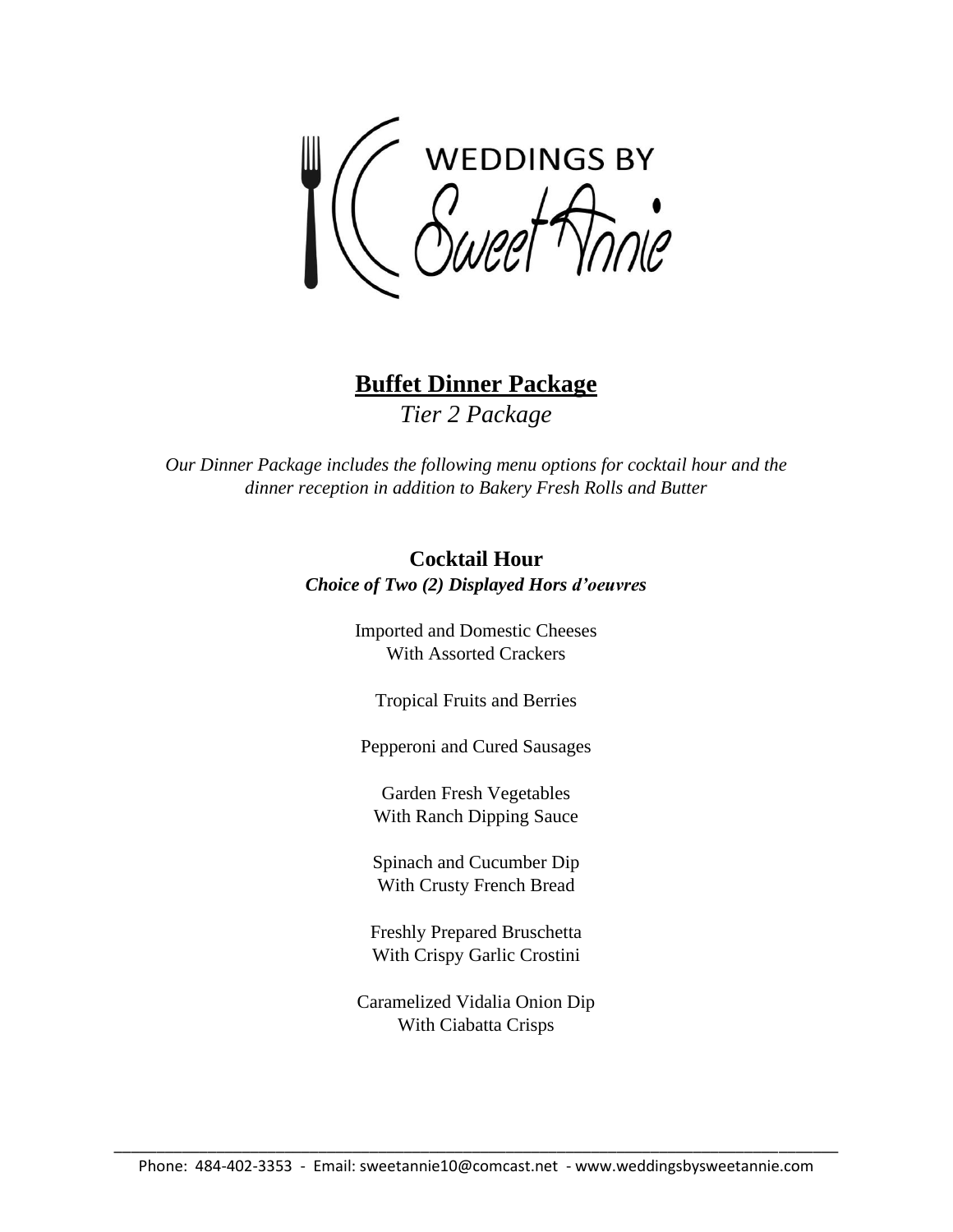WEDDINGS BY

Sweet Annie

# Buffet Dinner Package

*Tier 2 Package*

*Our Dinner Package includes the following menu options for cocktail hour and the dinner reception in addition to Bakery Fresh Rolls and Butter*

## Cocktail Hour

***Choice of Two (2) Displayed Hors d'oeuvres***

Imported and Domestic Cheeses
With Assorted Crackers

Tropical Fruits and Berries

Pepperoni and Cured Sausages

Garden Fresh Vegetables
With Ranch Dipping Sauce

Spinach and Cucumber Dip
With Crusty French Bread

Freshly Prepared Bruschetta
With Crispy Garlic Crostini

Caramelized Vidalia Onion Dip
With Ciabatta Crisps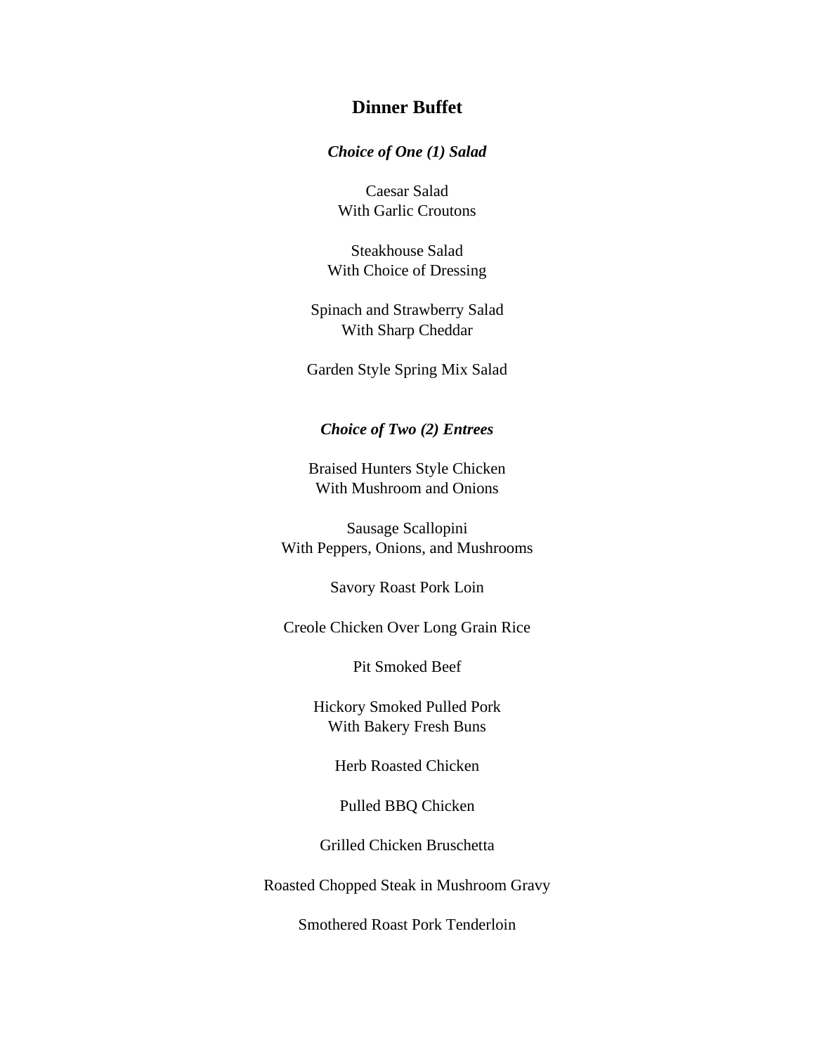## Dinner Buffet

***Choice of One (1) Salad***

Caesar Salad
With Garlic Croutons

Steakhouse Salad
With Choice of Dressing

Spinach and Strawberry Salad
With Sharp Cheddar

Garden Style Spring Mix Salad

***Choice of Two (2) Entrees***

Braised Hunters Style Chicken
With Mushroom and Onions

Sausage Scallopini
With Peppers, Onions, and Mushrooms

Savory Roast Pork Loin

Creole Chicken Over Long Grain Rice

Pit Smoked Beef

Hickory Smoked Pulled Pork
With Bakery Fresh Buns

Herb Roasted Chicken

Pulled BBQ Chicken

Grilled Chicken Bruschetta

Roasted Chopped Steak in Mushroom Gravy

Smothered Roast Pork Tenderloin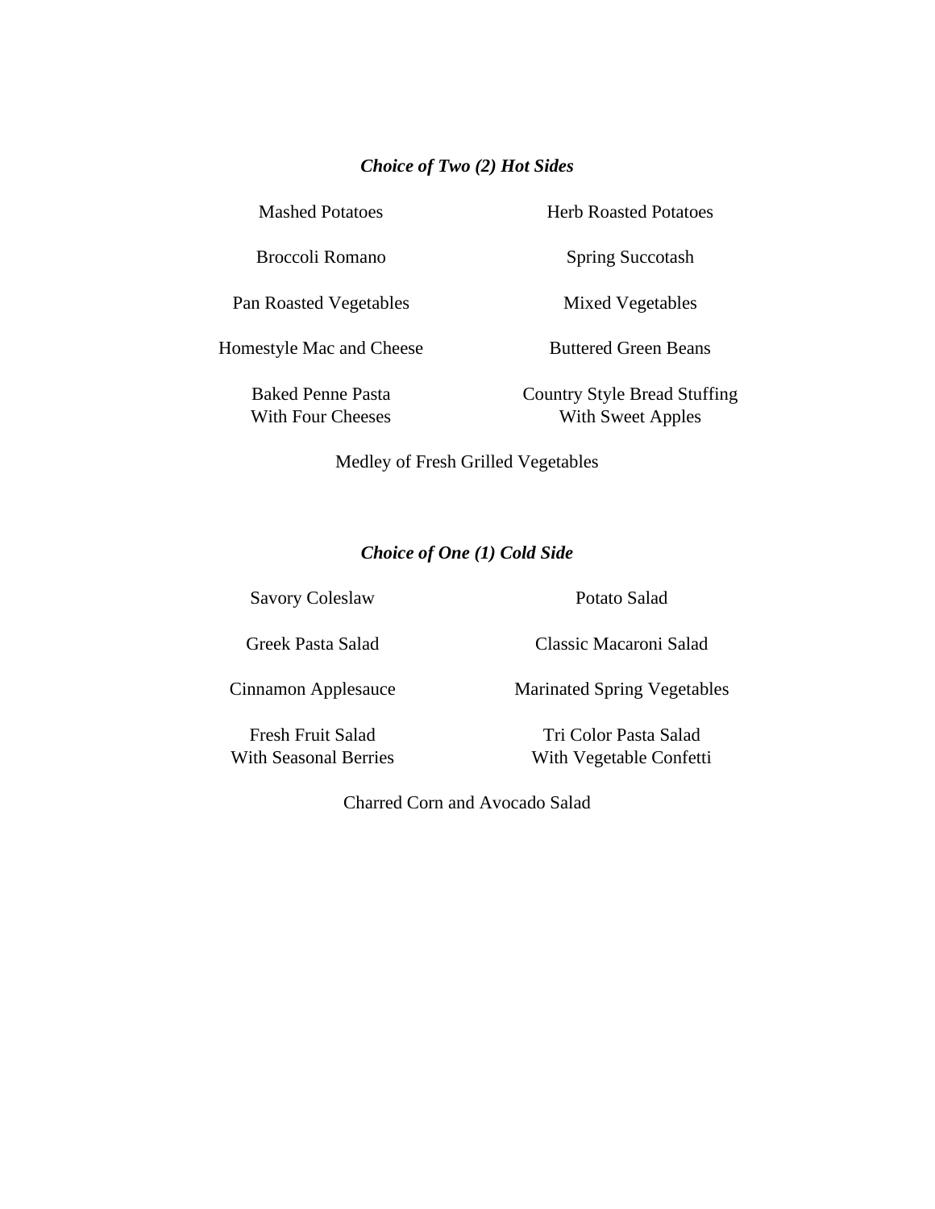### ***Choice of Two (2) Hot Sides***

Mashed Potatoes

Herb Roasted Potatoes

Broccoli Romano

Spring Succotash

Pan Roasted Vegetables

Mixed Vegetables

Homestyle Mac and Cheese

Buttered Green Beans

Baked Penne Pasta  
With Four Cheeses

Country Style Bread Stuffing  
With Sweet Apples

Medley of Fresh Grilled Vegetables

### ***Choice of One (1) Cold Side***

Savory Coleslaw

Potato Salad

Greek Pasta Salad

Classic Macaroni Salad

Cinnamon Applesauce

Marinated Spring Vegetables

Fresh Fruit Salad  
With Seasonal Berries

Tri Color Pasta Salad  
With Vegetable Confetti

Charred Corn and Avocado Salad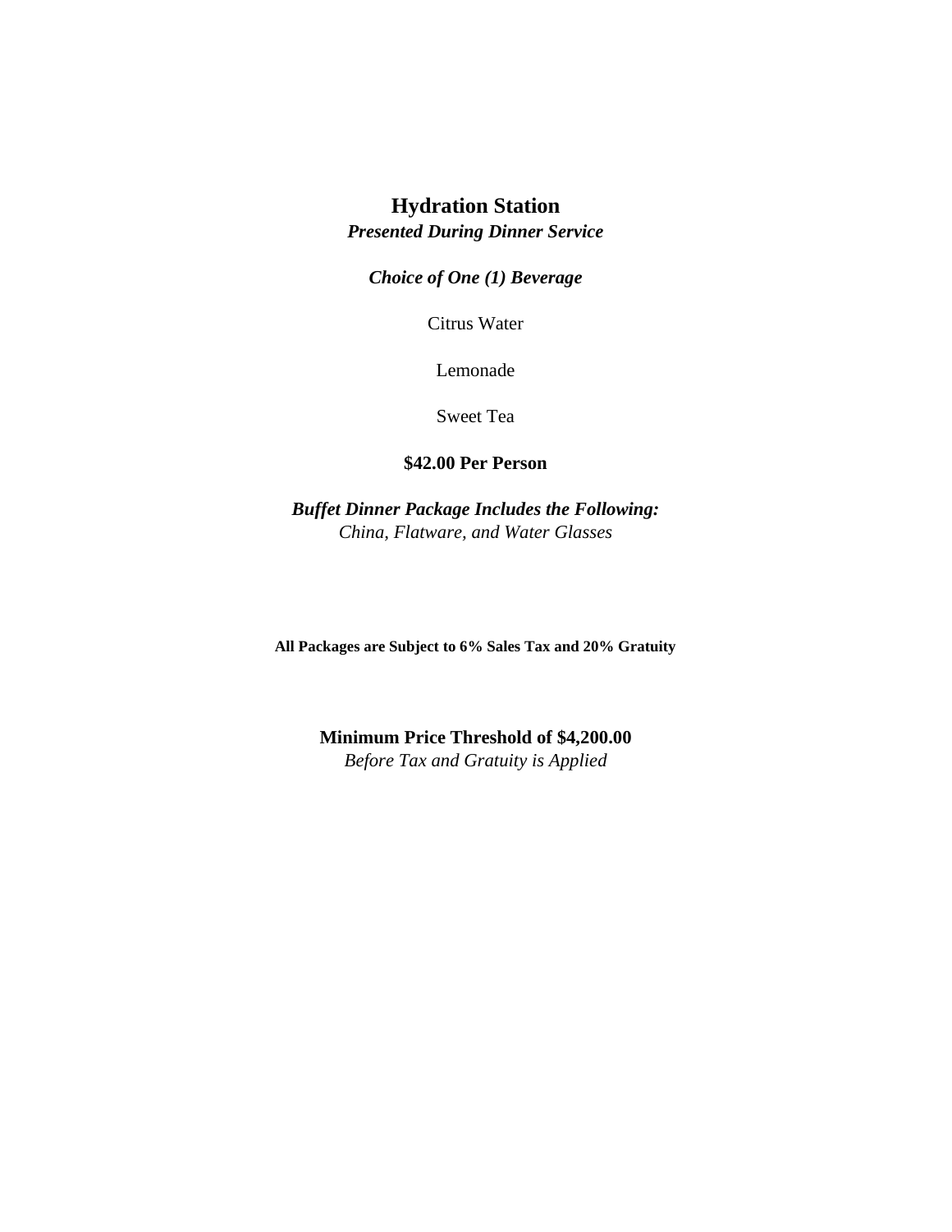## Hydration Station

***Presented During Dinner Service***

***Choice of One (1) Beverage***

Citrus Water

Lemonade

Sweet Tea

**$42.00 Per Person**

***Buffet Dinner Package Includes the Following:***

*China, Flatware, and Water Glasses*

**All Packages are Subject to 6% Sales Tax and 20% Gratuity**

**Minimum Price Threshold of $4,200.00**

*Before Tax and Gratuity is Applied*